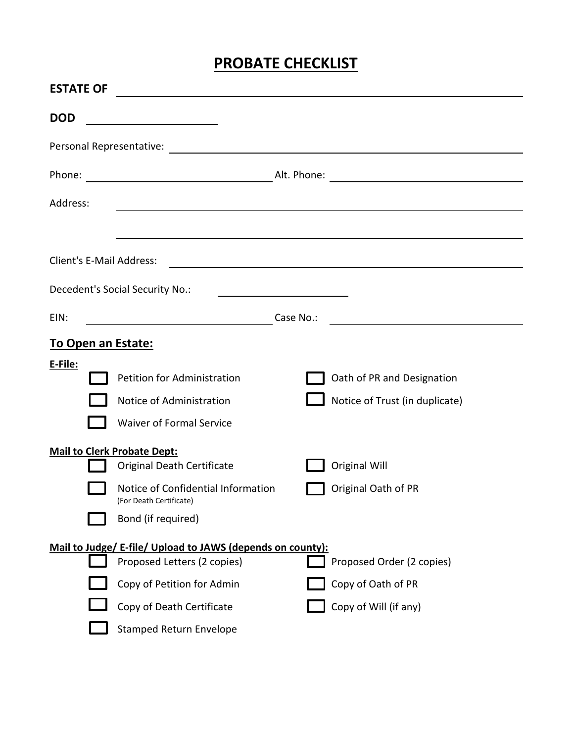# PROBATE CHECKLIST

**ESTATE OF** \_\_\_\_\_\_\_\_\_\_\_\_\_\_\_\_\_\_\_\_\_\_\_\_\_\_\_\_\_\_\_\_\_\_\_\_\_\_\_\_

**DOD** \_\_\_\_\_\_\_\_\_\_\_\_\_\_\_\_\_\_\_\_

Personal Representative: \_\_\_\_\_\_\_\_\_\_\_\_\_\_\_\_\_\_\_\_\_\_\_\_\_\_\_\_\_\_\_\_\_\_\_\_\_\_\_\_

Phone: \_\_\_\_\_\_\_\_\_\_\_\_\_\_\_\_\_\_\_\_\_\_\_\_\_\_ Alt. Phone: \_\_\_\_\_\_\_\_\_\_\_\_\_\_\_\_\_\_\_\_\_\_\_\_\_\_

Address: \_\_\_\_\_\_\_\_\_\_\_\_\_\_\_\_\_\_\_\_\_\_\_\_\_\_\_\_\_\_\_\_\_\_\_\_\_\_\_\_

\_\_\_\_\_\_\_\_\_\_\_\_\_\_\_\_\_\_\_\_\_\_\_\_\_\_\_\_\_\_\_\_\_\_\_\_\_\_\_\_

Client's E-Mail Address: \_\_\_\_\_\_\_\_\_\_\_\_\_\_\_\_\_\_\_\_\_\_\_\_\_\_\_\_\_\_\_\_\_\_\_\_\_\_\_\_

Decedent's Social Security No.: \_\_\_\_\_\_\_\_\_\_\_\_\_\_\_\_\_\_\_\_

EIN: \_\_\_\_\_\_\_\_\_\_\_\_\_\_\_\_\_\_\_\_\_\_\_\_\_\_ Case No.: \_\_\_\_\_\_\_\_\_\_\_\_\_\_\_\_\_\_\_\_\_\_\_\_\_\_

## To Open an Estate:

**E-File:**

- [ ] Petition for Administration
- [ ] Oath of PR and Designation
- [ ] Notice of Administration
- [ ] Notice of Trust (in duplicate)
- [ ] Waiver of Formal Service

**Mail to Clerk Probate Dept:**

- [ ] Original Death Certificate
- [ ] Original Will
- [ ] Notice of Confidential Information (For Death Certificate)
- [ ] Original Oath of PR
- [ ] Bond (if required)

**Mail to Judge/ E-file/ Upload to JAWS (depends on county):**

- [ ] Proposed Letters (2 copies)
- [ ] Proposed Order (2 copies)
- [ ] Copy of Petition for Admin
- [ ] Copy of Oath of PR
- [ ] Copy of Death Certificate
- [ ] Copy of Will (if any)
- [ ] Stamped Return Envelope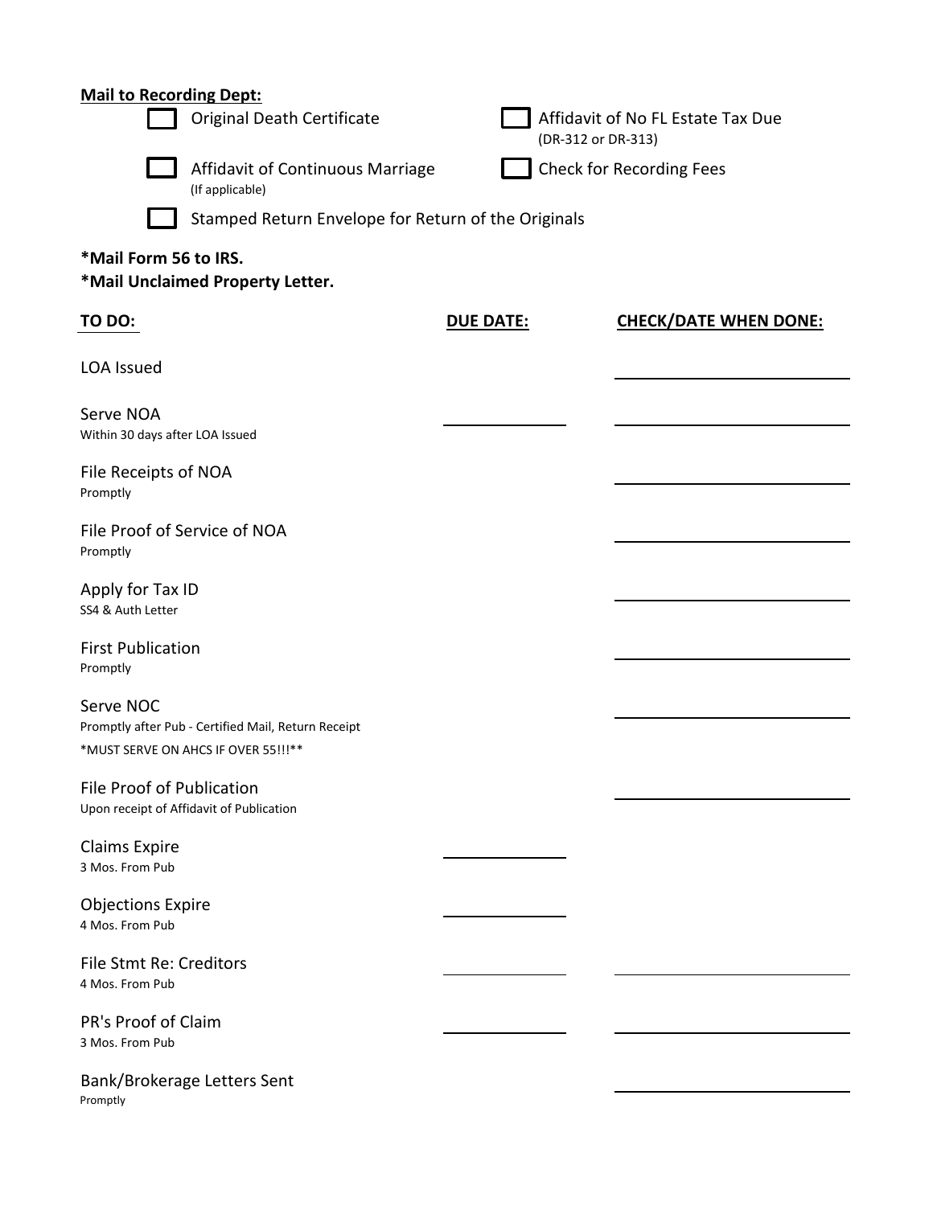**Mail to Recording Dept:**

- [ ] Original Death Certificate
- [ ] Affidavit of No FL Estate Tax Due (DR-312 or DR-313)
- [ ] Affidavit of Continuous Marriage (If applicable)
- [ ] Check for Recording Fees
- [ ] Stamped Return Envelope for Return of the Originals

**\*Mail Form 56 to IRS.**
**\*Mail Unclaimed Property Letter.**

| TO DO: | DUE DATE: | CHECK/DATE WHEN DONE: |
|---|---|---|
| LOA Issued | | ______________ |
| Serve NOA<br>Within 30 days after LOA Issued | __________ | ______________ |
| File Receipts of NOA<br>Promptly | | ______________ |
| File Proof of Service of NOA<br>Promptly | | ______________ |
| Apply for Tax ID<br>SS4 & Auth Letter | | ______________ |
| First Publication<br>Promptly | | ______________ |
| Serve NOC<br>Promptly after Pub - Certified Mail, Return Receipt<br>*MUST SERVE ON AHCS IF OVER 55!!!** | | ______________ |
| File Proof of Publication<br>Upon receipt of Affidavit of Publication | | ______________ |
| Claims Expire<br>3 Mos. From Pub | __________ | |
| Objections Expire<br>4 Mos. From Pub | __________ | |
| File Stmt Re: Creditors<br>4 Mos. From Pub | __________ | ______________ |
| PR's Proof of Claim<br>3 Mos. From Pub | __________ | ______________ |
| Bank/Brokerage Letters Sent<br>Promptly | | ______________ |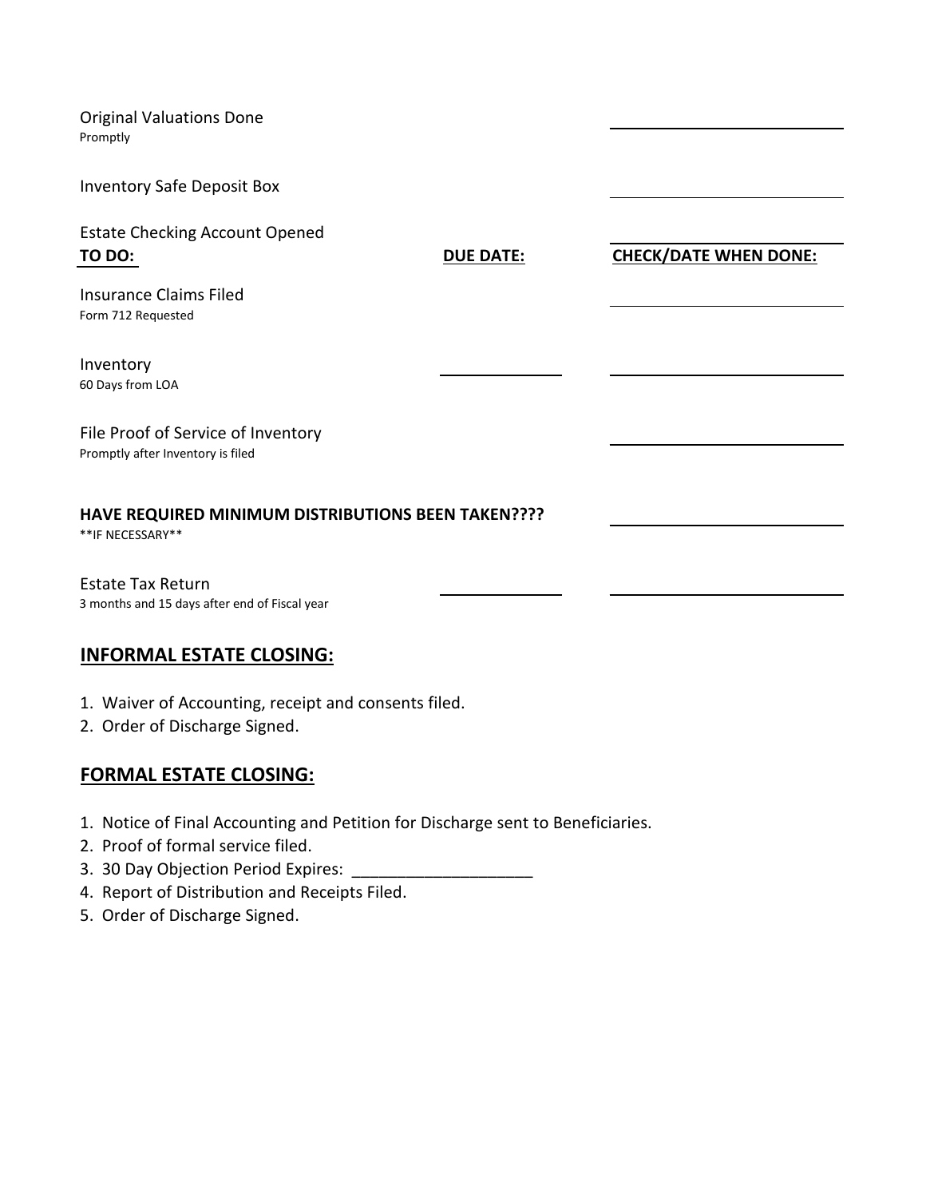| | | |
|---|---|---|
| Original Valuations Done<br>Promptly | | ______________ |
| Inventory Safe Deposit Box | | ______________ |
| Estate Checking Account Opened | | ______________ |
| **TO DO:** | **DUE DATE:** | **CHECK/DATE WHEN DONE:** |
| Insurance Claims Filed<br>Form 712 Requested | | ______________ |
| Inventory<br>60 Days from LOA | ______________ | ______________ |
| File Proof of Service of Inventory<br>Promptly after Inventory is filed | | ______________ |
| **HAVE REQUIRED MINIMUM DISTRIBUTIONS BEEN TAKEN????**<br>**IF NECESSARY** | | ______________ |
| Estate Tax Return<br>3 months and 15 days after end of Fiscal year | ______________ | ______________ |

## INFORMAL ESTATE CLOSING:

1. Waiver of Accounting, receipt and consents filed.
2. Order of Discharge Signed.

## FORMAL ESTATE CLOSING:

1. Notice of Final Accounting and Petition for Discharge sent to Beneficiaries.
2. Proof of formal service filed.
3. 30 Day Objection Period Expires: ____________________
4. Report of Distribution and Receipts Filed.
5. Order of Discharge Signed.